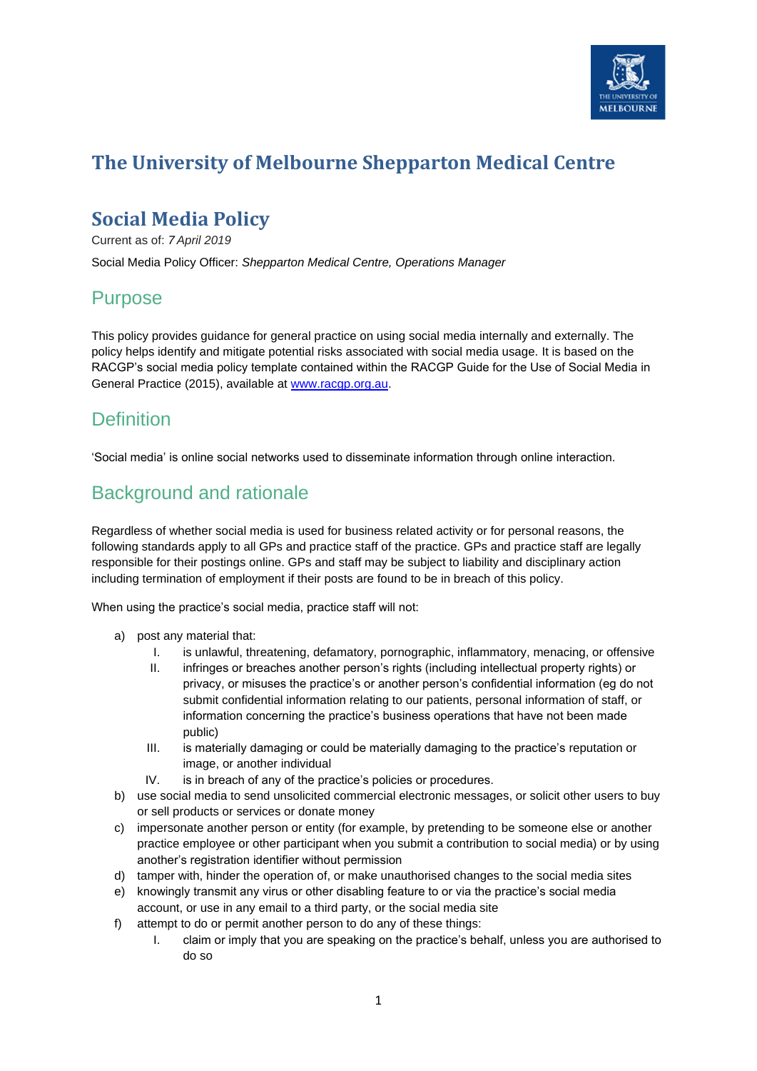# The University of Melbourne Shepparton Medical Centre

## Social Media Policy

Current as of: *7 April 2019*

Social Media Policy Officer: *Shepparton Medical Centre, Operations Manager*

## Purpose

This policy provides guidance for general practice on using social media internally and externally. The policy helps identify and mitigate potential risks associated with social media usage. It is based on the RACGP's social media policy template contained within the RACGP Guide for the Use of Social Media in General Practice (2015), available at www.racgp.org.au.

## Definition

'Social media' is online social networks used to disseminate information through online interaction.

## Background and rationale

Regardless of whether social media is used for business related activity or for personal reasons, the following standards apply to all GPs and practice staff of the practice. GPs and practice staff are legally responsible for their postings online. GPs and staff may be subject to liability and disciplinary action including termination of employment if their posts are found to be in breach of this policy.

When using the practice's social media, practice staff will not:

a) post any material that:
   I. is unlawful, threatening, defamatory, pornographic, inflammatory, menacing, or offensive
   II. infringes or breaches another person's rights (including intellectual property rights) or privacy, or misuses the practice's or another person's confidential information (eg do not submit confidential information relating to our patients, personal information of staff, or information concerning the practice's business operations that have not been made public)
   III. is materially damaging or could be materially damaging to the practice's reputation or image, or another individual
   IV. is in breach of any of the practice's policies or procedures.

b) use social media to send unsolicited commercial electronic messages, or solicit other users to buy or sell products or services or donate money

c) impersonate another person or entity (for example, by pretending to be someone else or another practice employee or other participant when you submit a contribution to social media) or by using another's registration identifier without permission

d) tamper with, hinder the operation of, or make unauthorised changes to the social media sites

e) knowingly transmit any virus or other disabling feature to or via the practice's social media account, or use in any email to a third party, or the social media site

f) attempt to do or permit another person to do any of these things:
   I. claim or imply that you are speaking on the practice's behalf, unless you are authorised to do so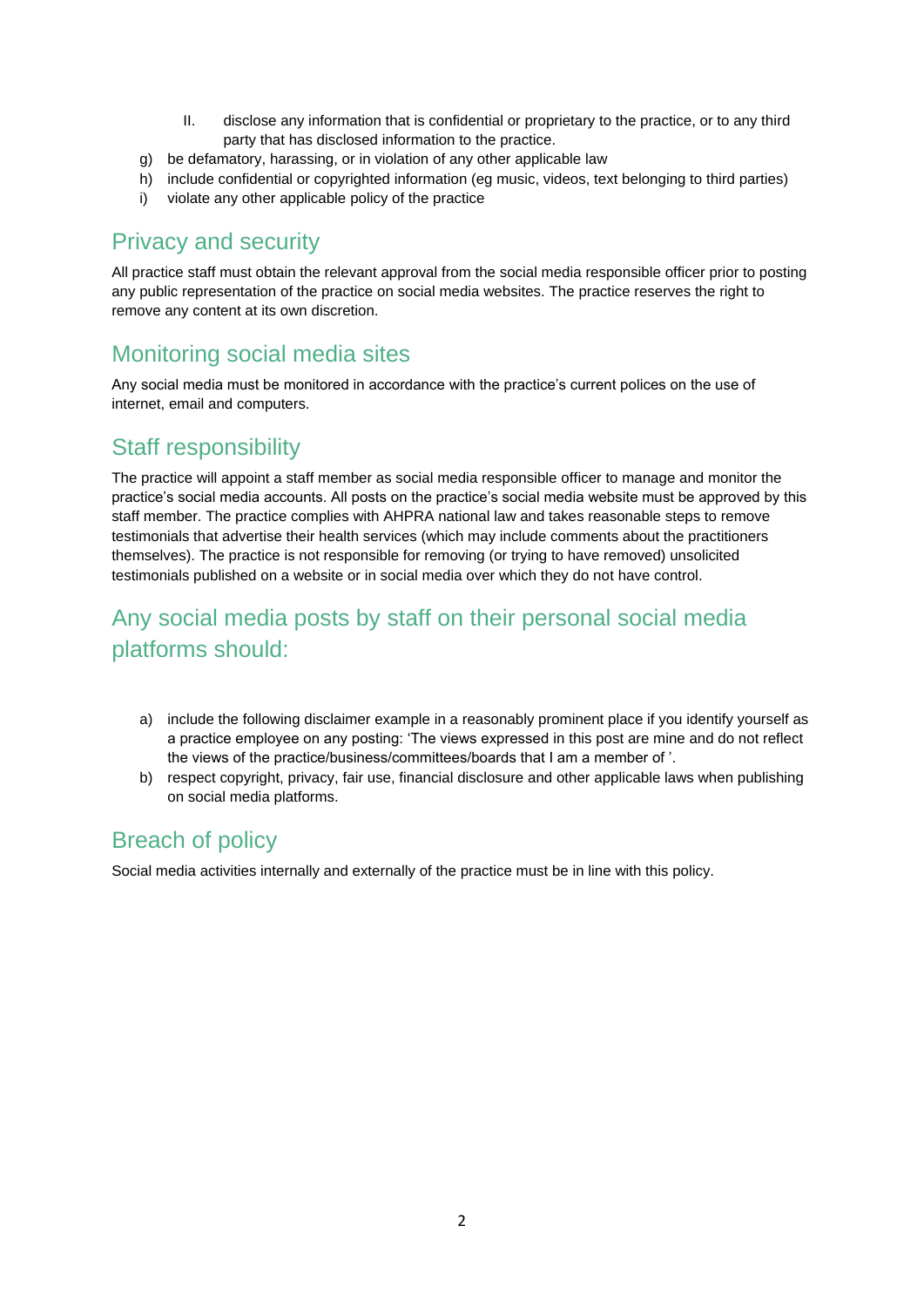II. disclose any information that is confidential or proprietary to the practice, or to any third party that has disclosed information to the practice.

g) be defamatory, harassing, or in violation of any other applicable law
h) include confidential or copyrighted information (eg music, videos, text belonging to third parties)
i) violate any other applicable policy of the practice

## Privacy and security

All practice staff must obtain the relevant approval from the social media responsible officer prior to posting any public representation of the practice on social media websites. The practice reserves the right to remove any content at its own discretion.

## Monitoring social media sites

Any social media must be monitored in accordance with the practice's current polices on the use of internet, email and computers.

## Staff responsibility

The practice will appoint a staff member as social media responsible officer to manage and monitor the practice's social media accounts. All posts on the practice's social media website must be approved by this staff member. The practice complies with AHPRA national law and takes reasonable steps to remove testimonials that advertise their health services (which may include comments about the practitioners themselves). The practice is not responsible for removing (or trying to have removed) unsolicited testimonials published on a website or in social media over which they do not have control.

## Any social media posts by staff on their personal social media platforms should:

a) include the following disclaimer example in a reasonably prominent place if you identify yourself as a practice employee on any posting: 'The views expressed in this post are mine and do not reflect the views of the practice/business/committees/boards that I am a member of '.
b) respect copyright, privacy, fair use, financial disclosure and other applicable laws when publishing on social media platforms.

## Breach of policy

Social media activities internally and externally of the practice must be in line with this policy.